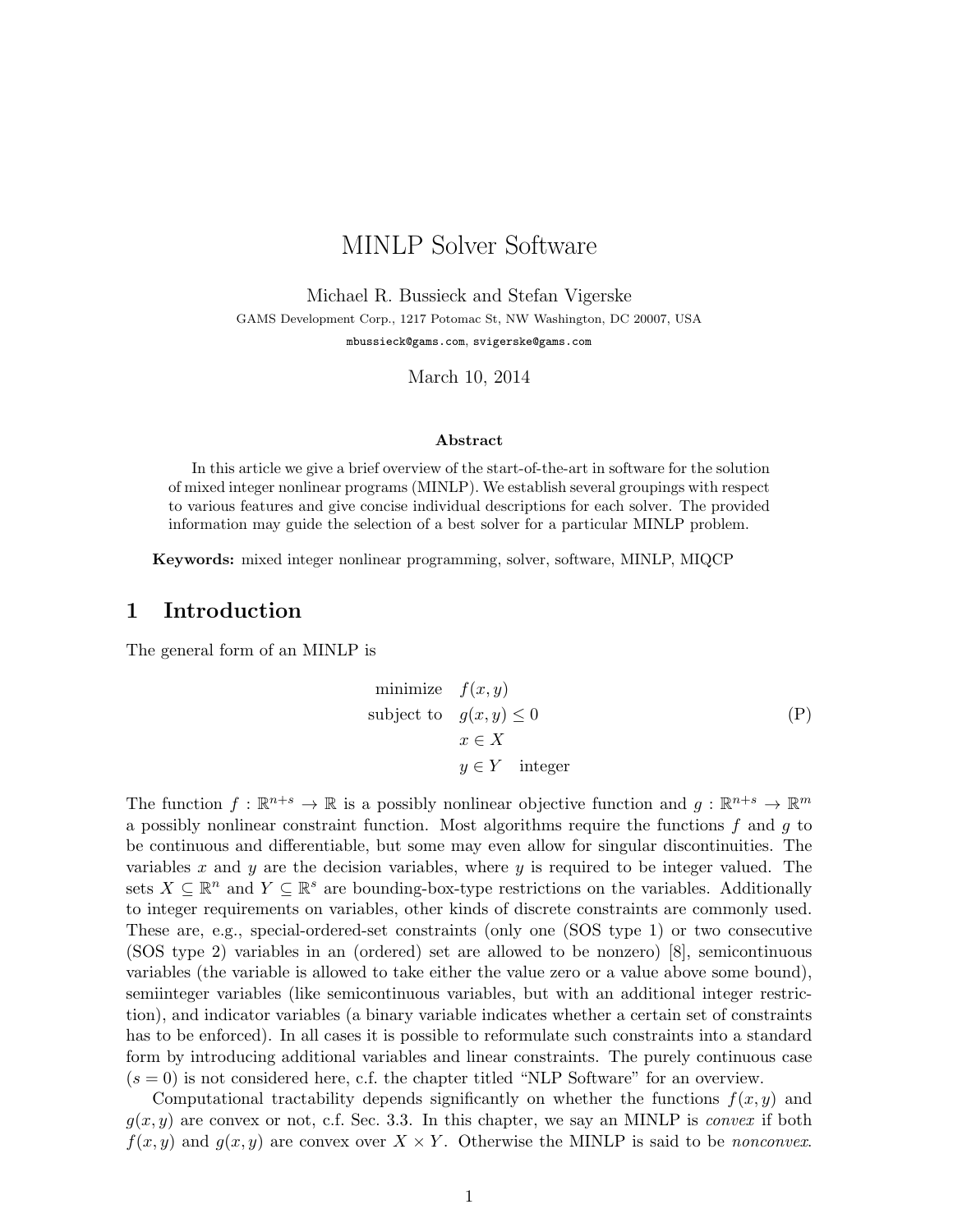# MINLP Solver Software

Michael R. Bussieck and Stefan Vigerske

GAMS Development Corp., 1217 Potomac St, NW Washington, DC 20007, USA

mbussieck@gams.com, svigerske@gams.com

March 10, 2014

**Abstract**

In this article we give a brief overview of the start-of-the-art in software for the solution of mixed integer nonlinear programs (MINLP). We establish several groupings with respect to various features and give concise individual descriptions for each solver. The provided information may guide the selection of a best solver for a particular MINLP problem.

**Keywords:** mixed integer nonlinear programming, solver, software, MINLP, MIQCP

## 1 Introduction

The general form of an MINLP is

$$
\begin{aligned}
\text{minimize} \quad & f(x, y) \\
\text{subject to} \quad & g(x, y) \leq 0 \\
& x \in X \\
& y \in Y \quad \text{integer}
\end{aligned}
\tag{P}
$$

The function $f : \mathbb{R}^{n+s} \to \mathbb{R}$ is a possibly nonlinear objective function and $g : \mathbb{R}^{n+s} \to \mathbb{R}^m$ a possibly nonlinear constraint function. Most algorithms require the functions $f$ and $g$ to be continuous and differentiable, but some may even allow for singular discontinuities. The variables $x$ and $y$ are the decision variables, where $y$ is required to be integer valued. The sets $X \subseteq \mathbb{R}^n$ and $Y \subseteq \mathbb{R}^s$ are bounding-box-type restrictions on the variables. Additionally to integer requirements on variables, other kinds of discrete constraints are commonly used. These are, e.g., special-ordered-set constraints (only one (SOS type 1) or two consecutive (SOS type 2) variables in an (ordered) set are allowed to be nonzero) [8], semicontinuous variables (the variable is allowed to take either the value zero or a value above some bound), semiinteger variables (like semicontinuous variables, but with an additional integer restriction), and indicator variables (a binary variable indicates whether a certain set of constraints has to be enforced). In all cases it is possible to reformulate such constraints into a standard form by introducing additional variables and linear constraints. The purely continuous case ($s = 0$) is not considered here, c.f. the chapter titled "NLP Software" for an overview.

Computational tractability depends significantly on whether the functions $f(x, y)$ and $g(x, y)$ are convex or not, c.f. Sec. 3.3. In this chapter, we say an MINLP is *convex* if both $f(x, y)$ and $g(x, y)$ are convex over $X \times Y$. Otherwise the MINLP is said to be *nonconvex*.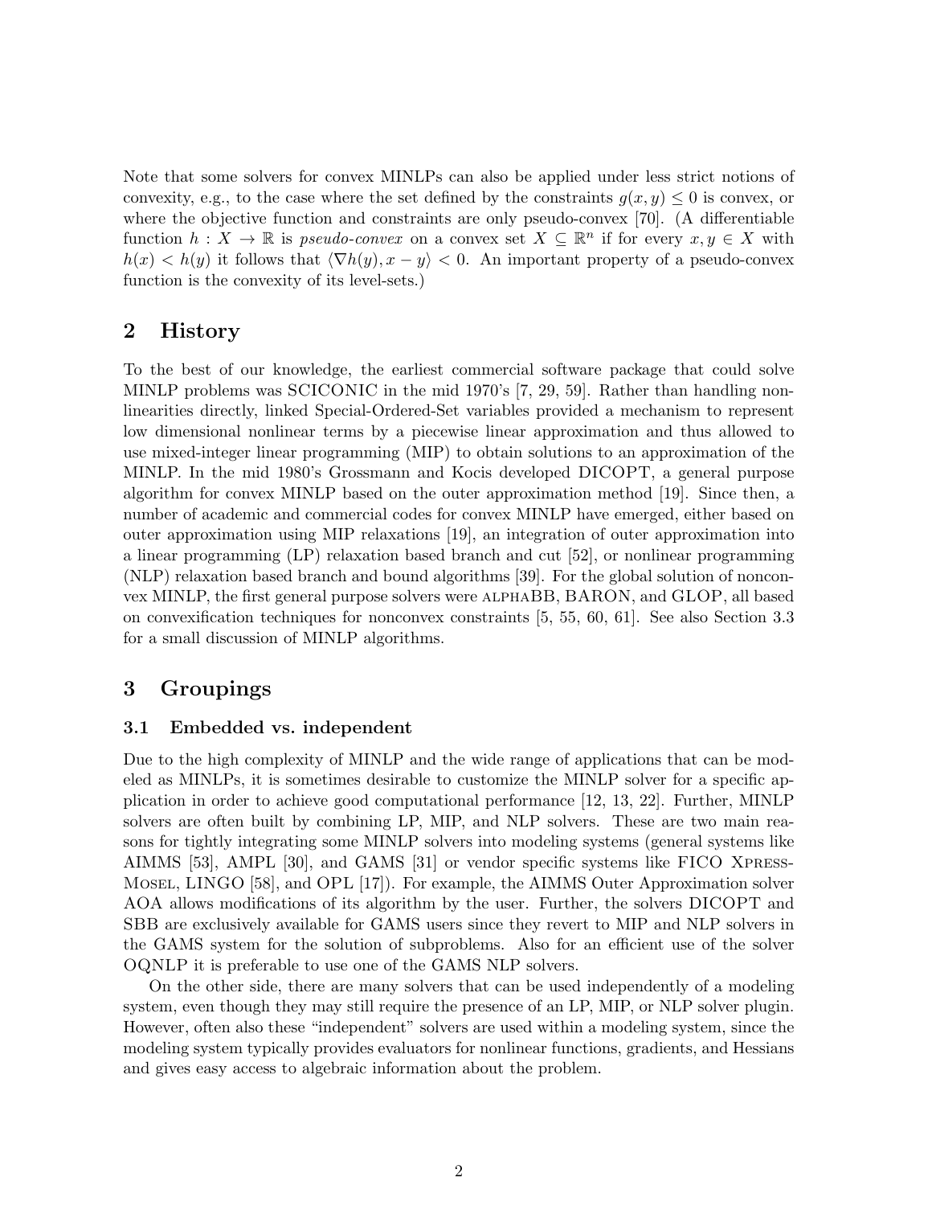Note that some solvers for convex MINLPs can also be applied under less strict notions of convexity, e.g., to the case where the set defined by the constraints $g(x, y) \leq 0$ is convex, or where the objective function and constraints are only pseudo-convex [70]. (A differentiable function $h : X \to \mathbb{R}$ is *pseudo-convex* on a convex set $X \subseteq \mathbb{R}^n$ if for every $x, y \in X$ with $h(x) < h(y)$ it follows that $\langle \nabla h(y), x - y \rangle < 0$. An important property of a pseudo-convex function is the convexity of its level-sets.)

## 2 History

To the best of our knowledge, the earliest commercial software package that could solve MINLP problems was SCICONIC in the mid 1970's [7, 29, 59]. Rather than handling nonlinearities directly, linked Special-Ordered-Set variables provided a mechanism to represent low dimensional nonlinear terms by a piecewise linear approximation and thus allowed to use mixed-integer linear programming (MIP) to obtain solutions to an approximation of the MINLP. In the mid 1980's Grossmann and Kocis developed DICOPT, a general purpose algorithm for convex MINLP based on the outer approximation method [19]. Since then, a number of academic and commercial codes for convex MINLP have emerged, either based on outer approximation using MIP relaxations [19], an integration of outer approximation into a linear programming (LP) relaxation based branch and cut [52], or nonlinear programming (NLP) relaxation based branch and bound algorithms [39]. For the global solution of nonconvex MINLP, the first general purpose solvers were ALPHABB, BARON, and GLOP, all based on convexification techniques for nonconvex constraints [5, 55, 60, 61]. See also Section 3.3 for a small discussion of MINLP algorithms.

## 3 Groupings

### 3.1 Embedded vs. independent

Due to the high complexity of MINLP and the wide range of applications that can be modeled as MINLPs, it is sometimes desirable to customize the MINLP solver for a specific application in order to achieve good computational performance [12, 13, 22]. Further, MINLP solvers are often built by combining LP, MIP, and NLP solvers. These are two main reasons for tightly integrating some MINLP solvers into modeling systems (general systems like AIMMS [53], AMPL [30], and GAMS [31] or vendor specific systems like FICO XPRESS-MOSEL, LINGO [58], and OPL [17]). For example, the AIMMS Outer Approximation solver AOA allows modifications of its algorithm by the user. Further, the solvers DICOPT and SBB are exclusively available for GAMS users since they revert to MIP and NLP solvers in the GAMS system for the solution of subproblems. Also for an efficient use of the solver OQNLP it is preferable to use one of the GAMS NLP solvers.

On the other side, there are many solvers that can be used independently of a modeling system, even though they may still require the presence of an LP, MIP, or NLP solver plugin. However, often also these "independent" solvers are used within a modeling system, since the modeling system typically provides evaluators for nonlinear functions, gradients, and Hessians and gives easy access to algebraic information about the problem.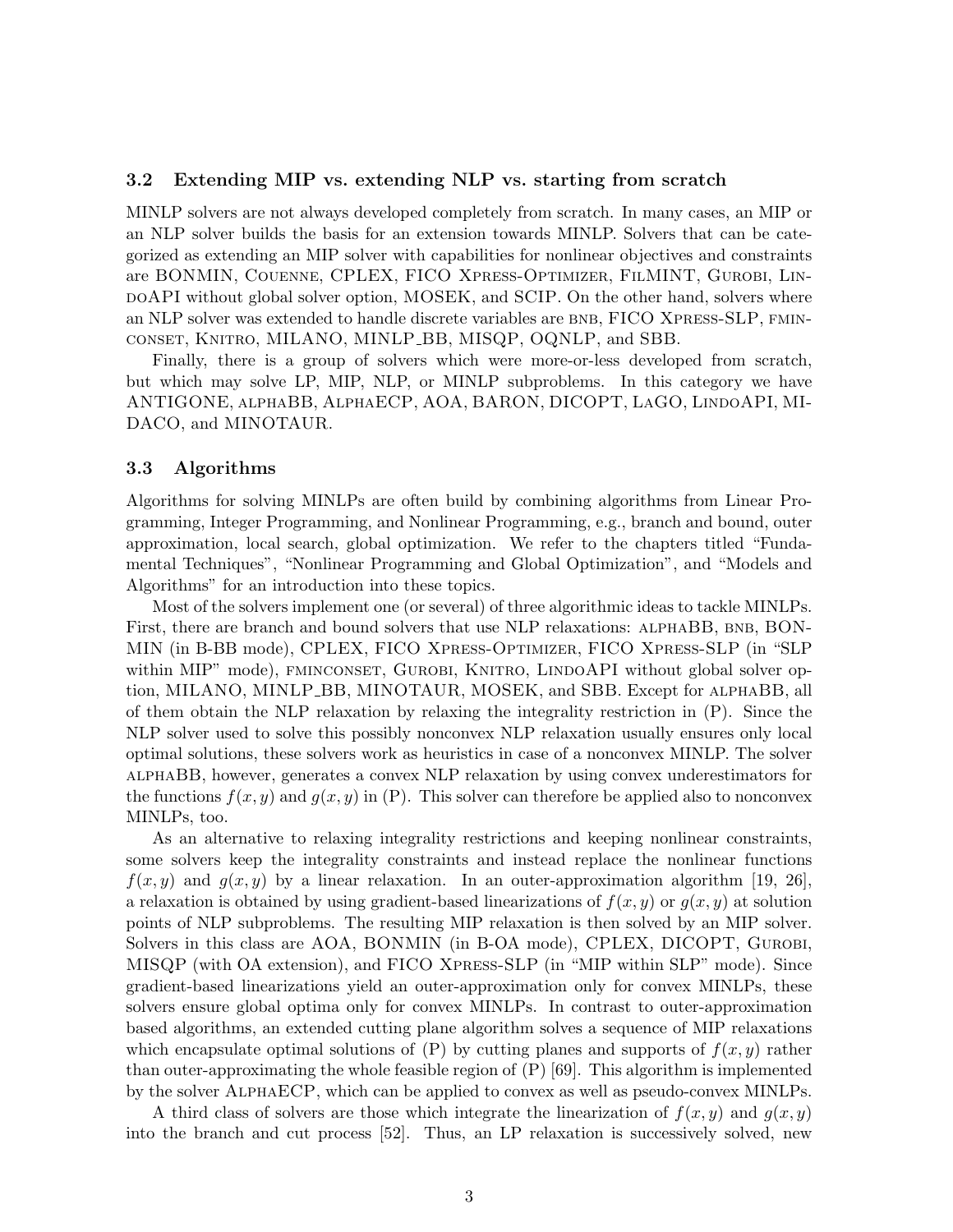### 3.2 Extending MIP vs. extending NLP vs. starting from scratch

MINLP solvers are not always developed completely from scratch. In many cases, an MIP or an NLP solver builds the basis for an extension towards MINLP. Solvers that can be categorized as extending an MIP solver with capabilities for nonlinear objectives and constraints are BONMIN, Couenne, CPLEX, FICO Xpress-Optimizer, FilMINT, Gurobi, LindoAPI without global solver option, MOSEK, and SCIP. On the other hand, solvers where an NLP solver was extended to handle discrete variables are bnb, FICO Xpress-SLP, fminconset, Knitro, MILANO, MINLP_BB, MISQP, OQNLP, and SBB.

Finally, there is a group of solvers which were more-or-less developed from scratch, but which may solve LP, MIP, NLP, or MINLP subproblems. In this category we have ANTIGONE, alphaBB, AlphaECP, AOA, BARON, DICOPT, LaGO, LindoAPI, MIDACO, and MINOTAUR.

### 3.3 Algorithms

Algorithms for solving MINLPs are often build by combining algorithms from Linear Programming, Integer Programming, and Nonlinear Programming, e.g., branch and bound, outer approximation, local search, global optimization. We refer to the chapters titled "Fundamental Techniques", "Nonlinear Programming and Global Optimization", and "Models and Algorithms" for an introduction into these topics.

Most of the solvers implement one (or several) of three algorithmic ideas to tackle MINLPs. First, there are branch and bound solvers that use NLP relaxations: alphaBB, bnb, BONMIN (in B-BB mode), CPLEX, FICO Xpress-Optimizer, FICO Xpress-SLP (in "SLP within MIP" mode), fminconset, Gurobi, Knitro, LindoAPI without global solver option, MILANO, MINLP_BB, MINOTAUR, MOSEK, and SBB. Except for alphaBB, all of them obtain the NLP relaxation by relaxing the integrality restriction in (P). Since the NLP solver used to solve this possibly nonconvex NLP relaxation usually ensures only local optimal solutions, these solvers work as heuristics in case of a nonconvex MINLP. The solver alphaBB, however, generates a convex NLP relaxation by using convex underestimators for the functions $f(x, y)$ and $g(x, y)$ in (P). This solver can therefore be applied also to nonconvex MINLPs, too.

As an alternative to relaxing integrality restrictions and keeping nonlinear constraints, some solvers keep the integrality constraints and instead replace the nonlinear functions $f(x, y)$ and $g(x, y)$ by a linear relaxation. In an outer-approximation algorithm [19, 26], a relaxation is obtained by using gradient-based linearizations of $f(x, y)$ or $g(x, y)$ at solution points of NLP subproblems. The resulting MIP relaxation is then solved by an MIP solver. Solvers in this class are AOA, BONMIN (in B-OA mode), CPLEX, DICOPT, Gurobi, MISQP (with OA extension), and FICO Xpress-SLP (in "MIP within SLP" mode). Since gradient-based linearizations yield an outer-approximation only for convex MINLPs, these solvers ensure global optima only for convex MINLPs. In contrast to outer-approximation based algorithms, an extended cutting plane algorithm solves a sequence of MIP relaxations which encapsulate optimal solutions of (P) by cutting planes and supports of $f(x, y)$ rather than outer-approximating the whole feasible region of (P) [69]. This algorithm is implemented by the solver AlphaECP, which can be applied to convex as well as pseudo-convex MINLPs.

A third class of solvers are those which integrate the linearization of $f(x, y)$ and $g(x, y)$ into the branch and cut process [52]. Thus, an LP relaxation is successively solved, new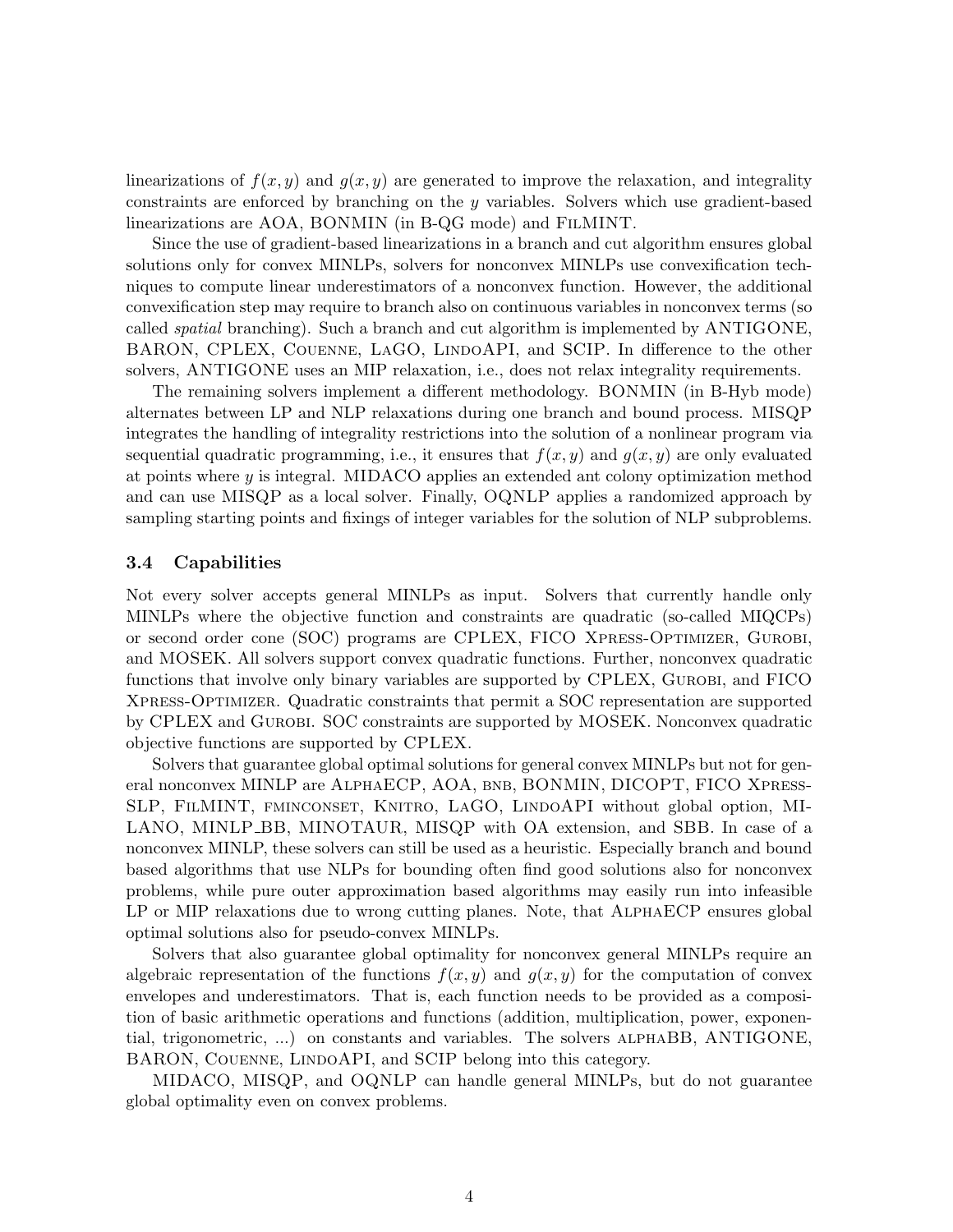linearizations of $f(x, y)$ and $g(x, y)$ are generated to improve the relaxation, and integrality constraints are enforced by branching on the $y$ variables. Solvers which use gradient-based linearizations are AOA, BONMIN (in B-QG mode) and FilMINT.

Since the use of gradient-based linearizations in a branch and cut algorithm ensures global solutions only for convex MINLPs, solvers for nonconvex MINLPs use convexification techniques to compute linear underestimators of a nonconvex function. However, the additional convexification step may require to branch also on continuous variables in nonconvex terms (so called *spatial* branching). Such a branch and cut algorithm is implemented by ANTIGONE, BARON, CPLEX, Couenne, LaGO, LindoAPI, and SCIP. In difference to the other solvers, ANTIGONE uses an MIP relaxation, i.e., does not relax integrality requirements.

The remaining solvers implement a different methodology. BONMIN (in B-Hyb mode) alternates between LP and NLP relaxations during one branch and bound process. MISQP integrates the handling of integrality restrictions into the solution of a nonlinear program via sequential quadratic programming, i.e., it ensures that $f(x, y)$ and $g(x, y)$ are only evaluated at points where $y$ is integral. MIDACO applies an extended ant colony optimization method and can use MISQP as a local solver. Finally, OQNLP applies a randomized approach by sampling starting points and fixings of integer variables for the solution of NLP subproblems.

### 3.4 Capabilities

Not every solver accepts general MINLPs as input. Solvers that currently handle only MINLPs where the objective function and constraints are quadratic (so-called MIQCPs) or second order cone (SOC) programs are CPLEX, FICO Xpress-Optimizer, Gurobi, and MOSEK. All solvers support convex quadratic functions. Further, nonconvex quadratic functions that involve only binary variables are supported by CPLEX, Gurobi, and FICO Xpress-Optimizer. Quadratic constraints that permit a SOC representation are supported by CPLEX and Gurobi. SOC constraints are supported by MOSEK. Nonconvex quadratic objective functions are supported by CPLEX.

Solvers that guarantee global optimal solutions for general convex MINLPs but not for general nonconvex MINLP are AlphaECP, AOA, bnb, BONMIN, DICOPT, FICO Xpress-SLP, FilMINT, fminconset, Knitro, LaGO, LindoAPI without global option, MILANO, MINLP_BB, MINOTAUR, MISQP with OA extension, and SBB. In case of a nonconvex MINLP, these solvers can still be used as a heuristic. Especially branch and bound based algorithms that use NLPs for bounding often find good solutions also for nonconvex problems, while pure outer approximation based algorithms may easily run into infeasible LP or MIP relaxations due to wrong cutting planes. Note, that AlphaECP ensures global optimal solutions also for pseudo-convex MINLPs.

Solvers that also guarantee global optimality for nonconvex general MINLPs require an algebraic representation of the functions $f(x, y)$ and $g(x, y)$ for the computation of convex envelopes and underestimators. That is, each function needs to be provided as a composition of basic arithmetic operations and functions (addition, multiplication, power, exponential, trigonometric, ...) on constants and variables. The solvers alphaBB, ANTIGONE, BARON, Couenne, LindoAPI, and SCIP belong into this category.

MIDACO, MISQP, and OQNLP can handle general MINLPs, but do not guarantee global optimality even on convex problems.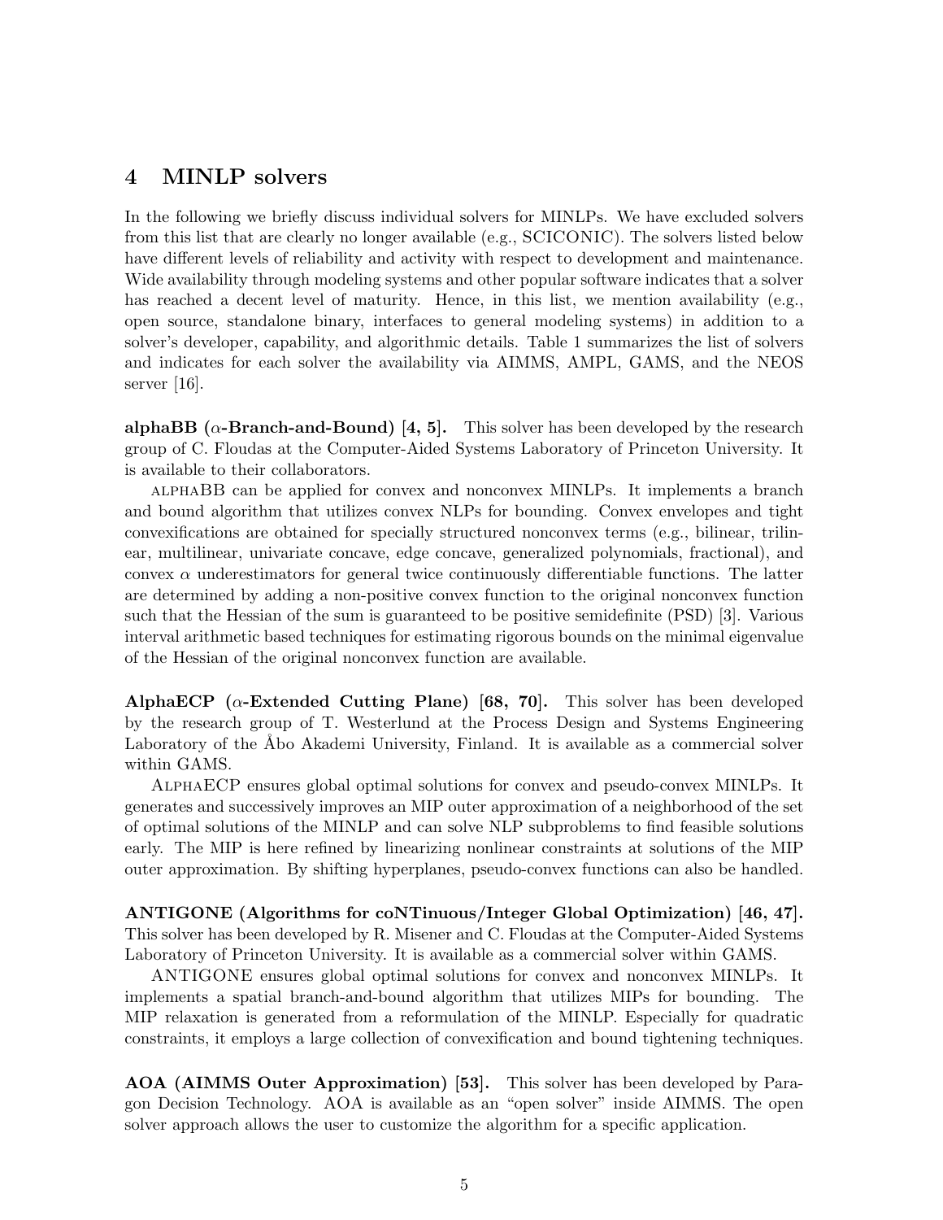## 4 MINLP solvers

In the following we briefly discuss individual solvers for MINLPs. We have excluded solvers from this list that are clearly no longer available (e.g., SCICONIC). The solvers listed below have different levels of reliability and activity with respect to development and maintenance. Wide availability through modeling systems and other popular software indicates that a solver has reached a decent level of maturity. Hence, in this list, we mention availability (e.g., open source, standalone binary, interfaces to general modeling systems) in addition to a solver's developer, capability, and algorithmic details. Table 1 summarizes the list of solvers and indicates for each solver the availability via AIMMS, AMPL, GAMS, and the NEOS server [16].

**alphaBB ($\alpha$-Branch-and-Bound) [4, 5].** This solver has been developed by the research group of C. Floudas at the Computer-Aided Systems Laboratory of Princeton University. It is available to their collaborators.

alphaBB can be applied for convex and nonconvex MINLPs. It implements a branch and bound algorithm that utilizes convex NLPs for bounding. Convex envelopes and tight convexifications are obtained for specially structured nonconvex terms (e.g., bilinear, trilinear, multilinear, univariate concave, edge concave, generalized polynomials, fractional), and convex $\alpha$ underestimators for general twice continuously differentiable functions. The latter are determined by adding a non-positive convex function to the original nonconvex function such that the Hessian of the sum is guaranteed to be positive semidefinite (PSD) [3]. Various interval arithmetic based techniques for estimating rigorous bounds on the minimal eigenvalue of the Hessian of the original nonconvex function are available.

**AlphaECP ($\alpha$-Extended Cutting Plane) [68, 70].** This solver has been developed by the research group of T. Westerlund at the Process Design and Systems Engineering Laboratory of the Åbo Akademi University, Finland. It is available as a commercial solver within GAMS.

AlphaECP ensures global optimal solutions for convex and pseudo-convex MINLPs. It generates and successively improves an MIP outer approximation of a neighborhood of the set of optimal solutions of the MINLP and can solve NLP subproblems to find feasible solutions early. The MIP is here refined by linearizing nonlinear constraints at solutions of the MIP outer approximation. By shifting hyperplanes, pseudo-convex functions can also be handled.

**ANTIGONE (Algorithms for coNTinuous/Integer Global Optimization) [46, 47].** This solver has been developed by R. Misener and C. Floudas at the Computer-Aided Systems Laboratory of Princeton University. It is available as a commercial solver within GAMS.

ANTIGONE ensures global optimal solutions for convex and nonconvex MINLPs. It implements a spatial branch-and-bound algorithm that utilizes MIPs for bounding. The MIP relaxation is generated from a reformulation of the MINLP. Especially for quadratic constraints, it employs a large collection of convexification and bound tightening techniques.

**AOA (AIMMS Outer Approximation) [53].** This solver has been developed by Paragon Decision Technology. AOA is available as an "open solver" inside AIMMS. The open solver approach allows the user to customize the algorithm for a specific application.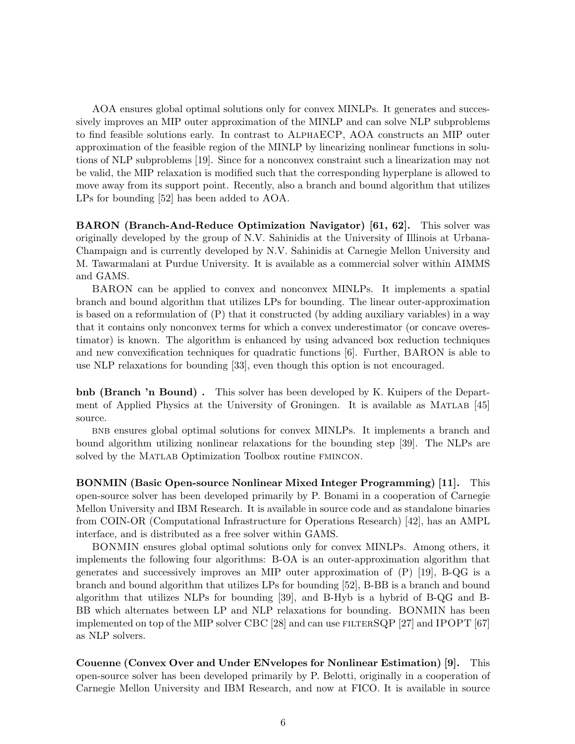AOA ensures global optimal solutions only for convex MINLPs. It generates and successively improves an MIP outer approximation of the MINLP and can solve NLP subproblems to find feasible solutions early. In contrast to AlphaECP, AOA constructs an MIP outer approximation of the feasible region of the MINLP by linearizing nonlinear functions in solutions of NLP subproblems [19]. Since for a nonconvex constraint such a linearization may not be valid, the MIP relaxation is modified such that the corresponding hyperplane is allowed to move away from its support point. Recently, also a branch and bound algorithm that utilizes LPs for bounding [52] has been added to AOA.

**BARON (Branch-And-Reduce Optimization Navigator) [61, 62].** This solver was originally developed by the group of N.V. Sahinidis at the University of Illinois at Urbana-Champaign and is currently developed by N.V. Sahinidis at Carnegie Mellon University and M. Tawarmalani at Purdue University. It is available as a commercial solver within AIMMS and GAMS.

BARON can be applied to convex and nonconvex MINLPs. It implements a spatial branch and bound algorithm that utilizes LPs for bounding. The linear outer-approximation is based on a reformulation of (P) that it constructed (by adding auxiliary variables) in a way that it contains only nonconvex terms for which a convex underestimator (or concave overestimator) is known. The algorithm is enhanced by using advanced box reduction techniques and new convexification techniques for quadratic functions [6]. Further, BARON is able to use NLP relaxations for bounding [33], even though this option is not encouraged.

**bnb (Branch 'n Bound) .** This solver has been developed by K. Kuipers of the Department of Applied Physics at the University of Groningen. It is available as Matlab [45] source.

bnb ensures global optimal solutions for convex MINLPs. It implements a branch and bound algorithm utilizing nonlinear relaxations for the bounding step [39]. The NLPs are solved by the Matlab Optimization Toolbox routine fmincon.

**BONMIN (Basic Open-source Nonlinear Mixed Integer Programming) [11].** This open-source solver has been developed primarily by P. Bonami in a cooperation of Carnegie Mellon University and IBM Research. It is available in source code and as standalone binaries from COIN-OR (Computational Infrastructure for Operations Research) [42], has an AMPL interface, and is distributed as a free solver within GAMS.

BONMIN ensures global optimal solutions only for convex MINLPs. Among others, it implements the following four algorithms: B-OA is an outer-approximation algorithm that generates and successively improves an MIP outer approximation of (P) [19], B-QG is a branch and bound algorithm that utilizes LPs for bounding [52], B-BB is a branch and bound algorithm that utilizes NLPs for bounding [39], and B-Hyb is a hybrid of B-QG and B-BB which alternates between LP and NLP relaxations for bounding. BONMIN has been implemented on top of the MIP solver CBC [28] and can use filterSQP [27] and IPOPT [67] as NLP solvers.

**Couenne (Convex Over and Under ENvelopes for Nonlinear Estimation) [9].** This open-source solver has been developed primarily by P. Belotti, originally in a cooperation of Carnegie Mellon University and IBM Research, and now at FICO. It is available in source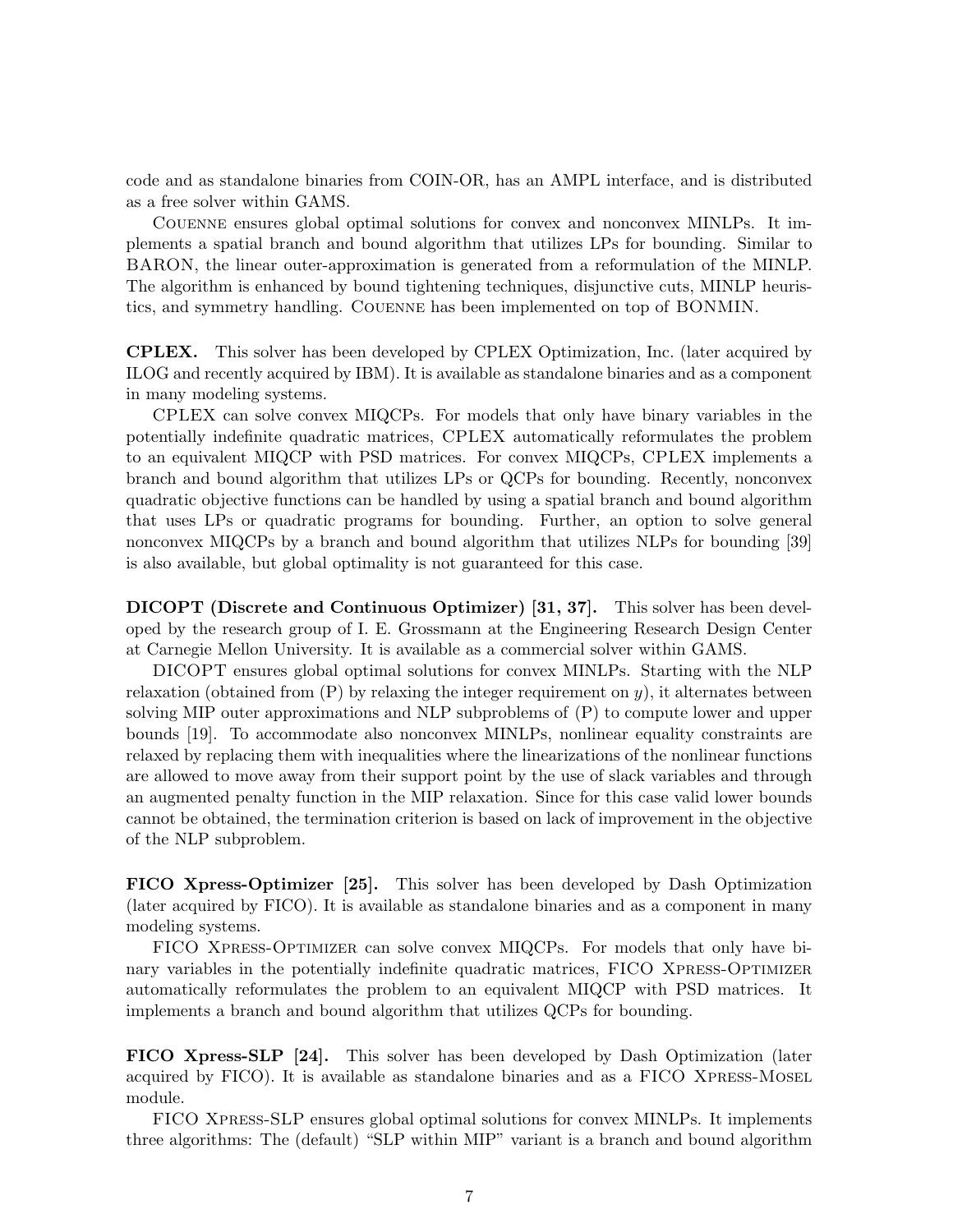code and as standalone binaries from COIN-OR, has an AMPL interface, and is distributed as a free solver within GAMS.

Couenne ensures global optimal solutions for convex and nonconvex MINLPs. It implements a spatial branch and bound algorithm that utilizes LPs for bounding. Similar to BARON, the linear outer-approximation is generated from a reformulation of the MINLP. The algorithm is enhanced by bound tightening techniques, disjunctive cuts, MINLP heuristics, and symmetry handling. Couenne has been implemented on top of BONMIN.

**CPLEX.** This solver has been developed by CPLEX Optimization, Inc. (later acquired by ILOG and recently acquired by IBM). It is available as standalone binaries and as a component in many modeling systems.

CPLEX can solve convex MIQCPs. For models that only have binary variables in the potentially indefinite quadratic matrices, CPLEX automatically reformulates the problem to an equivalent MIQCP with PSD matrices. For convex MIQCPs, CPLEX implements a branch and bound algorithm that utilizes LPs or QCPs for bounding. Recently, nonconvex quadratic objective functions can be handled by using a spatial branch and bound algorithm that uses LPs or quadratic programs for bounding. Further, an option to solve general nonconvex MIQCPs by a branch and bound algorithm that utilizes NLPs for bounding [39] is also available, but global optimality is not guaranteed for this case.

**DICOPT (Discrete and Continuous Optimizer) [31, 37].** This solver has been developed by the research group of I. E. Grossmann at the Engineering Research Design Center at Carnegie Mellon University. It is available as a commercial solver within GAMS.

DICOPT ensures global optimal solutions for convex MINLPs. Starting with the NLP relaxation (obtained from (P) by relaxing the integer requirement on $y$), it alternates between solving MIP outer approximations and NLP subproblems of (P) to compute lower and upper bounds [19]. To accommodate also nonconvex MINLPs, nonlinear equality constraints are relaxed by replacing them with inequalities where the linearizations of the nonlinear functions are allowed to move away from their support point by the use of slack variables and through an augmented penalty function in the MIP relaxation. Since for this case valid lower bounds cannot be obtained, the termination criterion is based on lack of improvement in the objective of the NLP subproblem.

**FICO Xpress-Optimizer [25].** This solver has been developed by Dash Optimization (later acquired by FICO). It is available as standalone binaries and as a component in many modeling systems.

FICO Xpress-Optimizer can solve convex MIQCPs. For models that only have binary variables in the potentially indefinite quadratic matrices, FICO Xpress-Optimizer automatically reformulates the problem to an equivalent MIQCP with PSD matrices. It implements a branch and bound algorithm that utilizes QCPs for bounding.

**FICO Xpress-SLP [24].** This solver has been developed by Dash Optimization (later acquired by FICO). It is available as standalone binaries and as a FICO Xpress-Mosel module.

FICO Xpress-SLP ensures global optimal solutions for convex MINLPs. It implements three algorithms: The (default) "SLP within MIP" variant is a branch and bound algorithm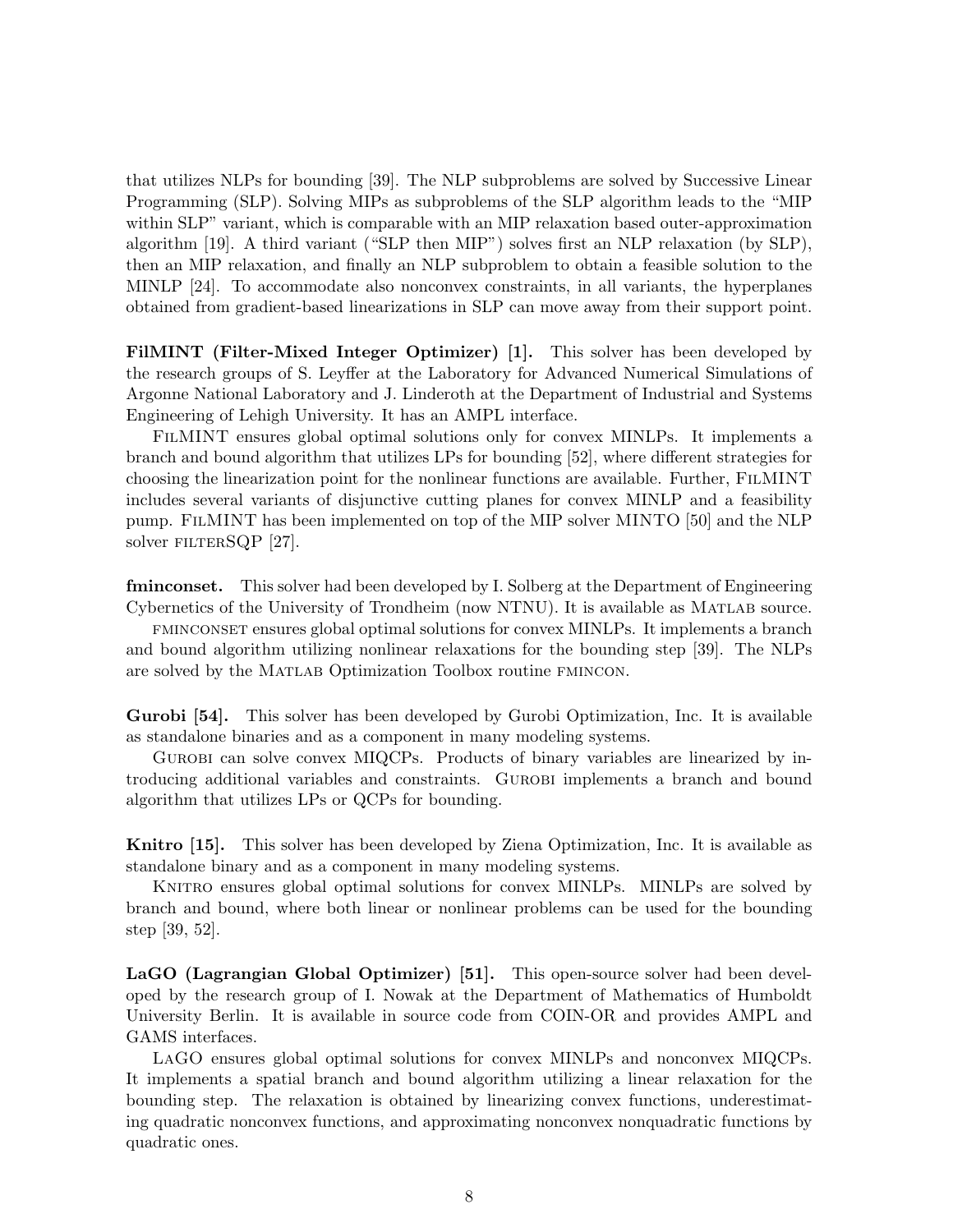that utilizes NLPs for bounding [39]. The NLP subproblems are solved by Successive Linear Programming (SLP). Solving MIPs as subproblems of the SLP algorithm leads to the "MIP within SLP" variant, which is comparable with an MIP relaxation based outer-approximation algorithm [19]. A third variant ("SLP then MIP") solves first an NLP relaxation (by SLP), then an MIP relaxation, and finally an NLP subproblem to obtain a feasible solution to the MINLP [24]. To accommodate also nonconvex constraints, in all variants, the hyperplanes obtained from gradient-based linearizations in SLP can move away from their support point.

**FilMINT (Filter-Mixed Integer Optimizer) [1].** This solver has been developed by the research groups of S. Leyffer at the Laboratory for Advanced Numerical Simulations of Argonne National Laboratory and J. Linderoth at the Department of Industrial and Systems Engineering of Lehigh University. It has an AMPL interface.

FilMINT ensures global optimal solutions only for convex MINLPs. It implements a branch and bound algorithm that utilizes LPs for bounding [52], where different strategies for choosing the linearization point for the nonlinear functions are available. Further, FilMINT includes several variants of disjunctive cutting planes for convex MINLP and a feasibility pump. FilMINT has been implemented on top of the MIP solver MINTO [50] and the NLP solver filterSQP [27].

**fminconset.** This solver had been developed by I. Solberg at the Department of Engineering Cybernetics of the University of Trondheim (now NTNU). It is available as Matlab source.

fminconset ensures global optimal solutions for convex MINLPs. It implements a branch and bound algorithm utilizing nonlinear relaxations for the bounding step [39]. The NLPs are solved by the Matlab Optimization Toolbox routine fmincon.

**Gurobi [54].** This solver has been developed by Gurobi Optimization, Inc. It is available as standalone binaries and as a component in many modeling systems.

Gurobi can solve convex MIQCPs. Products of binary variables are linearized by introducing additional variables and constraints. Gurobi implements a branch and bound algorithm that utilizes LPs or QCPs for bounding.

**Knitro [15].** This solver has been developed by Ziena Optimization, Inc. It is available as standalone binary and as a component in many modeling systems.

Knitro ensures global optimal solutions for convex MINLPs. MINLPs are solved by branch and bound, where both linear or nonlinear problems can be used for the bounding step [39, 52].

**LaGO (Lagrangian Global Optimizer) [51].** This open-source solver had been developed by the research group of I. Nowak at the Department of Mathematics of Humboldt University Berlin. It is available in source code from COIN-OR and provides AMPL and GAMS interfaces.

LaGO ensures global optimal solutions for convex MINLPs and nonconvex MIQCPs. It implements a spatial branch and bound algorithm utilizing a linear relaxation for the bounding step. The relaxation is obtained by linearizing convex functions, underestimating quadratic nonconvex functions, and approximating nonconvex nonquadratic functions by quadratic ones.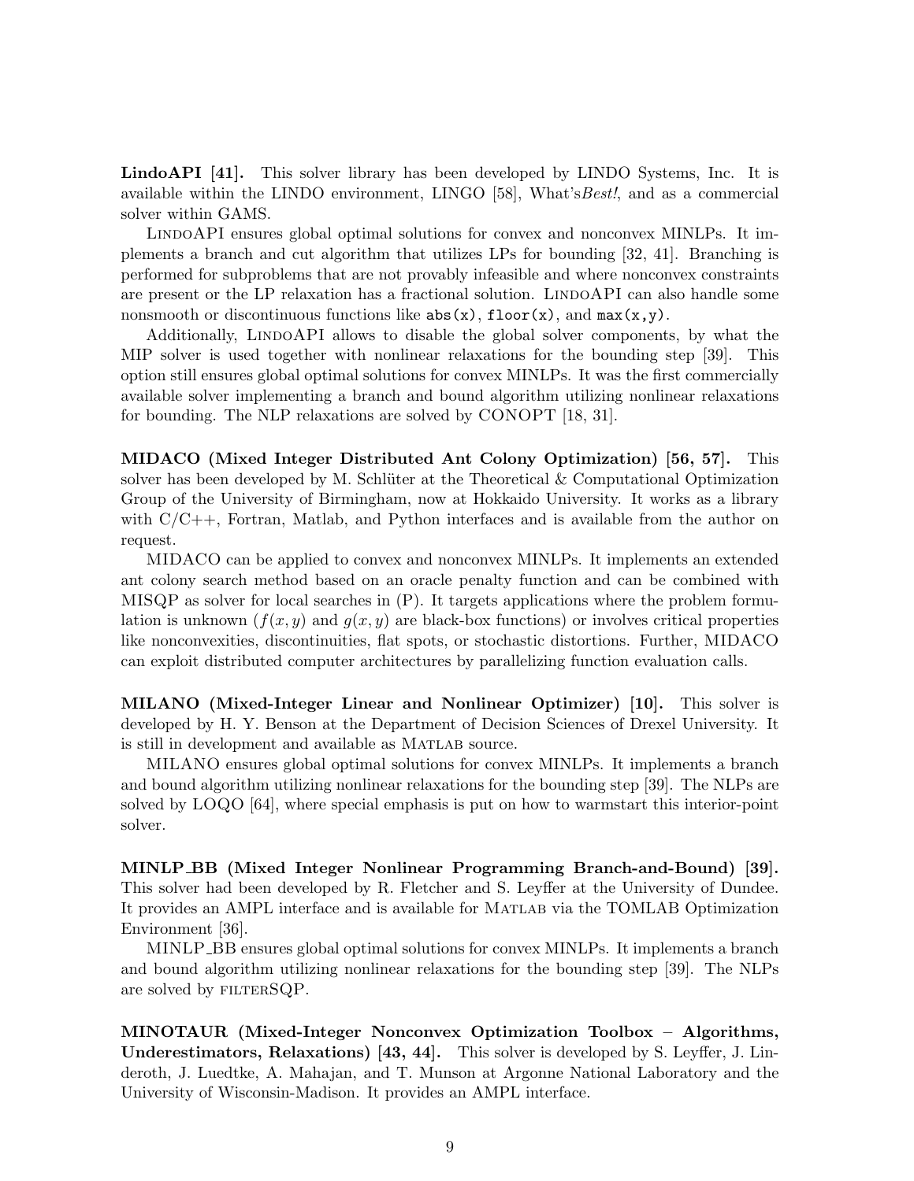**LindoAPI [41].** This solver library has been developed by LINDO Systems, Inc. It is available within the LINDO environment, LINGO [58], What's*Best!*, and as a commercial solver within GAMS.

LindoAPI ensures global optimal solutions for convex and nonconvex MINLPs. It implements a branch and cut algorithm that utilizes LPs for bounding [32, 41]. Branching is performed for subproblems that are not provably infeasible and where nonconvex constraints are present or the LP relaxation has a fractional solution. LindoAPI can also handle some nonsmooth or discontinuous functions like `abs(x)`, `floor(x)`, and `max(x,y)`.

Additionally, LindoAPI allows to disable the global solver components, by what the MIP solver is used together with nonlinear relaxations for the bounding step [39]. This option still ensures global optimal solutions for convex MINLPs. It was the first commercially available solver implementing a branch and bound algorithm utilizing nonlinear relaxations for bounding. The NLP relaxations are solved by CONOPT [18, 31].

**MIDACO (Mixed Integer Distributed Ant Colony Optimization) [56, 57].** This solver has been developed by M. Schlüter at the Theoretical & Computational Optimization Group of the University of Birmingham, now at Hokkaido University. It works as a library with C/C++, Fortran, Matlab, and Python interfaces and is available from the author on request.

MIDACO can be applied to convex and nonconvex MINLPs. It implements an extended ant colony search method based on an oracle penalty function and can be combined with MISQP as solver for local searches in (P). It targets applications where the problem formulation is unknown ($f(x, y)$ and $g(x, y)$ are black-box functions) or involves critical properties like nonconvexities, discontinuities, flat spots, or stochastic distortions. Further, MIDACO can exploit distributed computer architectures by parallelizing function evaluation calls.

**MILANO (Mixed-Integer Linear and Nonlinear Optimizer) [10].** This solver is developed by H. Y. Benson at the Department of Decision Sciences of Drexel University. It is still in development and available as Matlab source.

MILANO ensures global optimal solutions for convex MINLPs. It implements a branch and bound algorithm utilizing nonlinear relaxations for the bounding step [39]. The NLPs are solved by LOQO [64], where special emphasis is put on how to warmstart this interior-point solver.

**MINLP_BB (Mixed Integer Nonlinear Programming Branch-and-Bound) [39].** This solver had been developed by R. Fletcher and S. Leyffer at the University of Dundee. It provides an AMPL interface and is available for Matlab via the TOMLAB Optimization Environment [36].

MINLP_BB ensures global optimal solutions for convex MINLPs. It implements a branch and bound algorithm utilizing nonlinear relaxations for the bounding step [39]. The NLPs are solved by filterSQP.

**MINOTAUR (Mixed-Integer Nonconvex Optimization Toolbox – Algorithms, Underestimators, Relaxations) [43, 44].** This solver is developed by S. Leyffer, J. Linderoth, J. Luedtke, A. Mahajan, and T. Munson at Argonne National Laboratory and the University of Wisconsin-Madison. It provides an AMPL interface.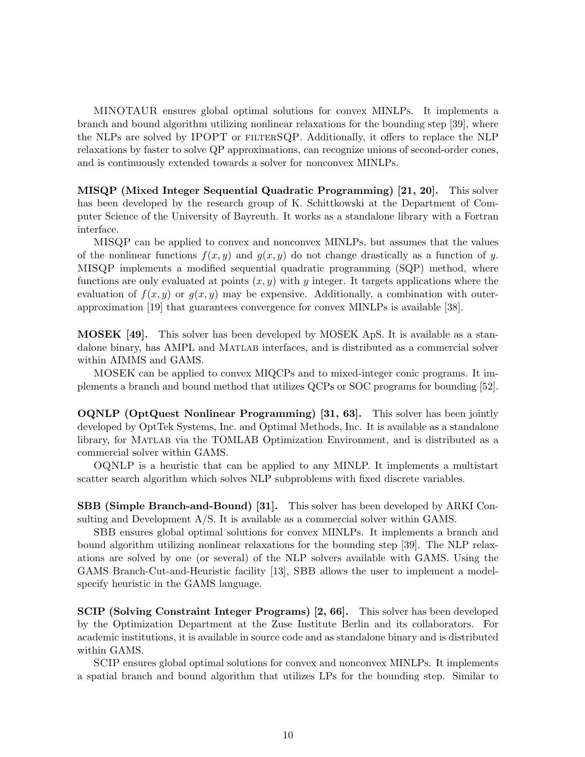MINOTAUR ensures global optimal solutions for convex MINLPs. It implements a branch and bound algorithm utilizing nonlinear relaxations for the bounding step [39], where the NLPs are solved by IPOPT or FILTERSQP. Additionally, it offers to replace the NLP relaxations by faster to solve QP approximations, can recognize unions of second-order cones, and is continuously extended towards a solver for nonconvex MINLPs.

**MISQP (Mixed Integer Sequential Quadratic Programming) [21, 20].** This solver has been developed by the research group of K. Schittkowski at the Department of Computer Science of the University of Bayreuth. It works as a standalone library with a Fortran interface.

MISQP can be applied to convex and nonconvex MINLPs, but assumes that the values of the nonlinear functions $f(x, y)$ and $g(x, y)$ do not change drastically as a function of $y$. MISQP implements a modified sequential quadratic programming (SQP) method, where functions are only evaluated at points $(x, y)$ with $y$ integer. It targets applications where the evaluation of $f(x, y)$ or $g(x, y)$ may be expensive. Additionally, a combination with outer-approximation [19] that guarantees convergence for convex MINLPs is available [38].

**MOSEK [49].** This solver has been developed by MOSEK ApS. It is available as a standalone binary, has AMPL and MATLAB interfaces, and is distributed as a commercial solver within AIMMS and GAMS.

MOSEK can be applied to convex MIQCPs and to mixed-integer conic programs. It implements a branch and bound method that utilizes QCPs or SOC programs for bounding [52].

**OQNLP (OptQuest Nonlinear Programming) [31, 63].** This solver has been jointly developed by OptTek Systems, Inc. and Optimal Methods, Inc. It is available as a standalone library, for MATLAB via the TOMLAB Optimization Environment, and is distributed as a commercial solver within GAMS.

OQNLP is a heuristic that can be applied to any MINLP. It implements a multistart scatter search algorithm which solves NLP subproblems with fixed discrete variables.

**SBB (Simple Branch-and-Bound) [31].** This solver has been developed by ARKI Consulting and Development A/S. It is available as a commercial solver within GAMS.

SBB ensures global optimal solutions for convex MINLPs. It implements a branch and bound algorithm utilizing nonlinear relaxations for the bounding step [39]. The NLP relaxations are solved by one (or several) of the NLP solvers available with GAMS. Using the GAMS Branch-Cut-and-Heuristic facility [13], SBB allows the user to implement a model-specify heuristic in the GAMS language.

**SCIP (Solving Constraint Integer Programs) [2, 66].** This solver has been developed by the Optimization Department at the Zuse Institute Berlin and its collaborators. For academic institutions, it is available in source code and as standalone binary and is distributed within GAMS.

SCIP ensures global optimal solutions for convex and nonconvex MINLPs. It implements a spatial branch and bound algorithm that utilizes LPs for the bounding step. Similar to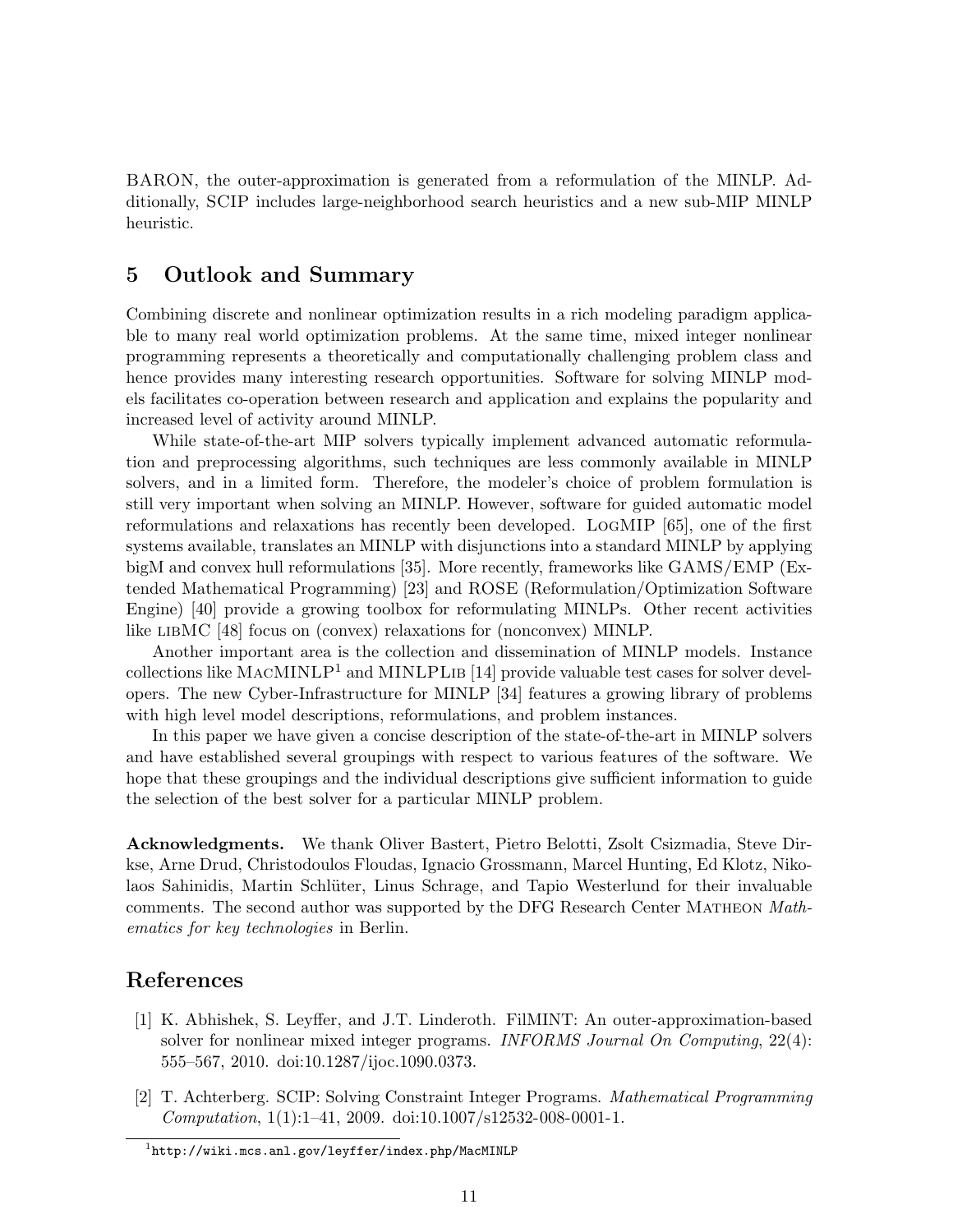BARON, the outer-approximation is generated from a reformulation of the MINLP. Additionally, SCIP includes large-neighborhood search heuristics and a new sub-MIP MINLP heuristic.

## 5 Outlook and Summary

Combining discrete and nonlinear optimization results in a rich modeling paradigm applicable to many real world optimization problems. At the same time, mixed integer nonlinear programming represents a theoretically and computationally challenging problem class and hence provides many interesting research opportunities. Software for solving MINLP models facilitates co-operation between research and application and explains the popularity and increased level of activity around MINLP.

While state-of-the-art MIP solvers typically implement advanced automatic reformulation and preprocessing algorithms, such techniques are less commonly available in MINLP solvers, and in a limited form. Therefore, the modeler's choice of problem formulation is still very important when solving an MINLP. However, software for guided automatic model reformulations and relaxations has recently been developed. LogMIP [65], one of the first systems available, translates an MINLP with disjunctions into a standard MINLP by applying bigM and convex hull reformulations [35]. More recently, frameworks like GAMS/EMP (Extended Mathematical Programming) [23] and ROSE (Reformulation/Optimization Software Engine) [40] provide a growing toolbox for reformulating MINLPs. Other recent activities like libMC [48] focus on (convex) relaxations for (nonconvex) MINLP.

Another important area is the collection and dissemination of MINLP models. Instance collections like MacMINLP[1] and MINLPLib [14] provide valuable test cases for solver developers. The new Cyber-Infrastructure for MINLP [34] features a growing library of problems with high level model descriptions, reformulations, and problem instances.

In this paper we have given a concise description of the state-of-the-art in MINLP solvers and have established several groupings with respect to various features of the software. We hope that these groupings and the individual descriptions give sufficient information to guide the selection of the best solver for a particular MINLP problem.

**Acknowledgments.** We thank Oliver Bastert, Pietro Belotti, Zsolt Csizmadia, Steve Dirkse, Arne Drud, Christodoulos Floudas, Ignacio Grossmann, Marcel Hunting, Ed Klotz, Nikolaos Sahinidis, Martin Schlüter, Linus Schrage, and Tapio Westerlund for their invaluable comments. The second author was supported by the DFG Research Center Matheon *Mathematics for key technologies* in Berlin.

## References

[1] K. Abhishek, S. Leyffer, and J.T. Linderoth. FilMINT: An outer-approximation-based solver for nonlinear mixed integer programs. *INFORMS Journal On Computing*, 22(4): 555–567, 2010. doi:10.1287/ijoc.1090.0373.

[2] T. Achterberg. SCIP: Solving Constraint Integer Programs. *Mathematical Programming Computation*, 1(1):1–41, 2009. doi:10.1007/s12532-008-0001-1.

[1] http://wiki.mcs.anl.gov/leyffer/index.php/MacMINLP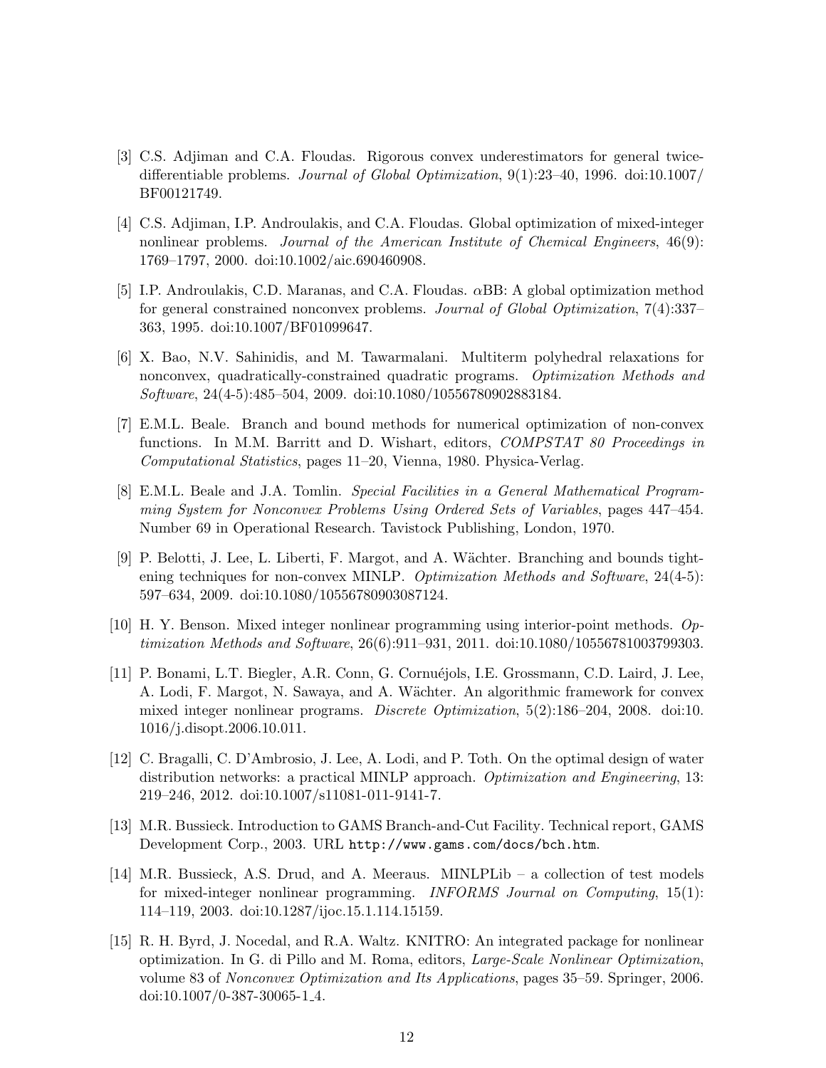[3] C.S. Adjiman and C.A. Floudas. Rigorous convex underestimators for general twice-differentiable problems. *Journal of Global Optimization*, 9(1):23–40, 1996. doi:10.1007/BF00121749.

[4] C.S. Adjiman, I.P. Androulakis, and C.A. Floudas. Global optimization of mixed-integer nonlinear problems. *Journal of the American Institute of Chemical Engineers*, 46(9): 1769–1797, 2000. doi:10.1002/aic.690460908.

[5] I.P. Androulakis, C.D. Maranas, and C.A. Floudas. $\alpha$BB: A global optimization method for general constrained nonconvex problems. *Journal of Global Optimization*, 7(4):337–363, 1995. doi:10.1007/BF01099647.

[6] X. Bao, N.V. Sahinidis, and M. Tawarmalani. Multiterm polyhedral relaxations for nonconvex, quadratically-constrained quadratic programs. *Optimization Methods and Software*, 24(4-5):485–504, 2009. doi:10.1080/10556780902883184.

[7] E.M.L. Beale. Branch and bound methods for numerical optimization of non-convex functions. In M.M. Barritt and D. Wishart, editors, *COMPSTAT 80 Proceedings in Computational Statistics*, pages 11–20, Vienna, 1980. Physica-Verlag.

[8] E.M.L. Beale and J.A. Tomlin. *Special Facilities in a General Mathematical Programming System for Nonconvex Problems Using Ordered Sets of Variables*, pages 447–454. Number 69 in Operational Research. Tavistock Publishing, London, 1970.

[9] P. Belotti, J. Lee, L. Liberti, F. Margot, and A. Wächter. Branching and bounds tightening techniques for non-convex MINLP. *Optimization Methods and Software*, 24(4-5): 597–634, 2009. doi:10.1080/10556780903087124.

[10] H. Y. Benson. Mixed integer nonlinear programming using interior-point methods. *Optimization Methods and Software*, 26(6):911–931, 2011. doi:10.1080/10556781003799303.

[11] P. Bonami, L.T. Biegler, A.R. Conn, G. Cornuéjols, I.E. Grossmann, C.D. Laird, J. Lee, A. Lodi, F. Margot, N. Sawaya, and A. Wächter. An algorithmic framework for convex mixed integer nonlinear programs. *Discrete Optimization*, 5(2):186–204, 2008. doi:10.1016/j.disopt.2006.10.011.

[12] C. Bragalli, C. D'Ambrosio, J. Lee, A. Lodi, and P. Toth. On the optimal design of water distribution networks: a practical MINLP approach. *Optimization and Engineering*, 13: 219–246, 2012. doi:10.1007/s11081-011-9141-7.

[13] M.R. Bussieck. Introduction to GAMS Branch-and-Cut Facility. Technical report, GAMS Development Corp., 2003. URL `http://www.gams.com/docs/bch.htm`.

[14] M.R. Bussieck, A.S. Drud, and A. Meeraus. MINLPLib – a collection of test models for mixed-integer nonlinear programming. *INFORMS Journal on Computing*, 15(1): 114–119, 2003. doi:10.1287/ijoc.15.1.114.15159.

[15] R. H. Byrd, J. Nocedal, and R.A. Waltz. KNITRO: An integrated package for nonlinear optimization. In G. di Pillo and M. Roma, editors, *Large-Scale Nonlinear Optimization*, volume 83 of *Nonconvex Optimization and Its Applications*, pages 35–59. Springer, 2006. doi:10.1007/0-387-30065-1_4.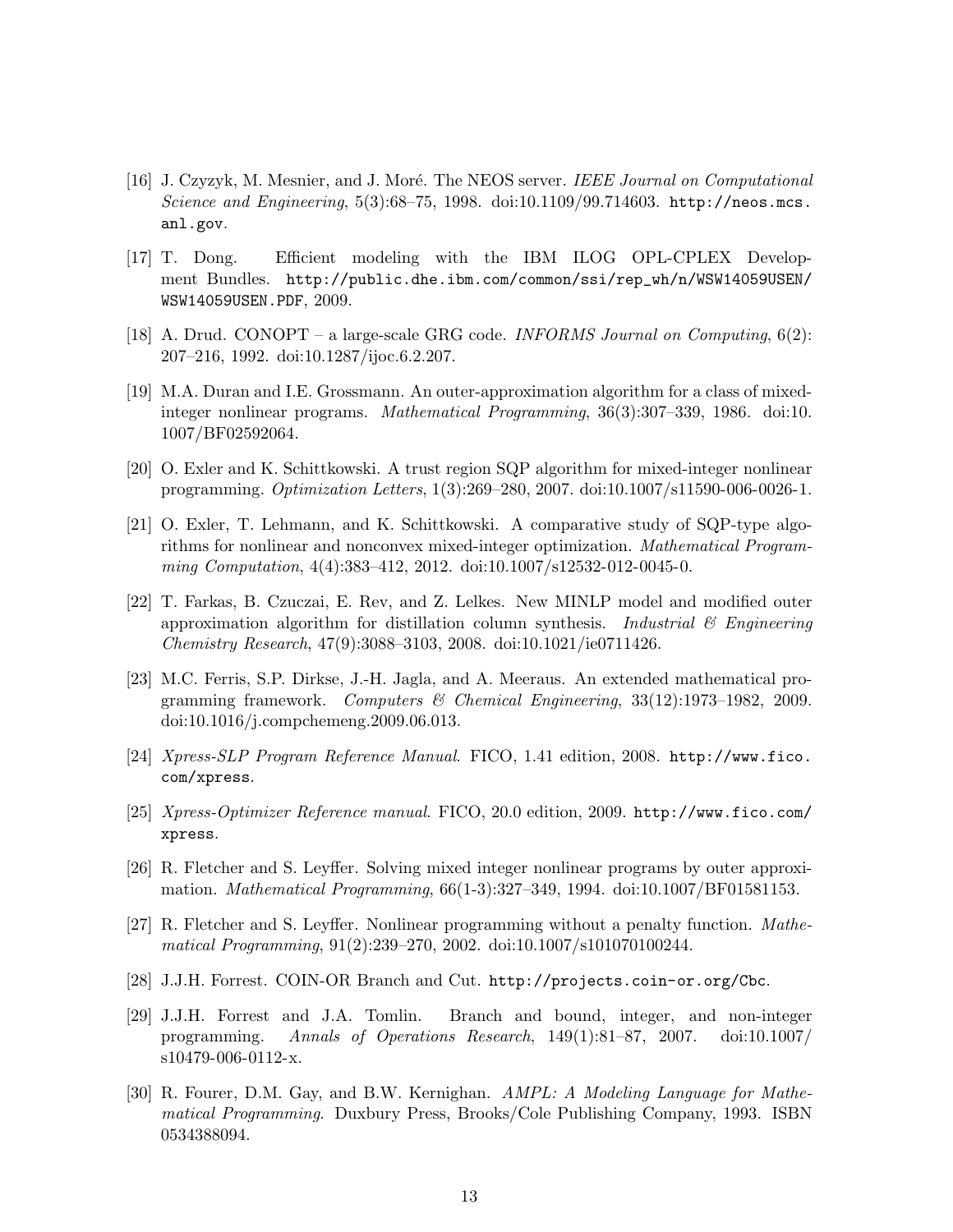[16] J. Czyzyk, M. Mesnier, and J. Moré. The NEOS server. *IEEE Journal on Computational Science and Engineering*, 5(3):68–75, 1998. doi:10.1109/99.714603. http://neos.mcs.anl.gov.

[17] T. Dong. Efficient modeling with the IBM ILOG OPL-CPLEX Development Bundles. http://public.dhe.ibm.com/common/ssi/rep_wh/n/WSW14059USEN/WSW14059USEN.PDF, 2009.

[18] A. Drud. CONOPT – a large-scale GRG code. *INFORMS Journal on Computing*, 6(2): 207–216, 1992. doi:10.1287/ijoc.6.2.207.

[19] M.A. Duran and I.E. Grossmann. An outer-approximation algorithm for a class of mixed-integer nonlinear programs. *Mathematical Programming*, 36(3):307–339, 1986. doi:10.1007/BF02592064.

[20] O. Exler and K. Schittkowski. A trust region SQP algorithm for mixed-integer nonlinear programming. *Optimization Letters*, 1(3):269–280, 2007. doi:10.1007/s11590-006-0026-1.

[21] O. Exler, T. Lehmann, and K. Schittkowski. A comparative study of SQP-type algorithms for nonlinear and nonconvex mixed-integer optimization. *Mathematical Programming Computation*, 4(4):383–412, 2012. doi:10.1007/s12532-012-0045-0.

[22] T. Farkas, B. Czuczai, E. Rev, and Z. Lelkes. New MINLP model and modified outer approximation algorithm for distillation column synthesis. *Industrial & Engineering Chemistry Research*, 47(9):3088–3103, 2008. doi:10.1021/ie0711426.

[23] M.C. Ferris, S.P. Dirkse, J.-H. Jagla, and A. Meeraus. An extended mathematical programming framework. *Computers & Chemical Engineering*, 33(12):1973–1982, 2009. doi:10.1016/j.compchemeng.2009.06.013.

[24] *Xpress-SLP Program Reference Manual*. FICO, 1.41 edition, 2008. http://www.fico.com/xpress.

[25] *Xpress-Optimizer Reference manual*. FICO, 20.0 edition, 2009. http://www.fico.com/xpress.

[26] R. Fletcher and S. Leyffer. Solving mixed integer nonlinear programs by outer approximation. *Mathematical Programming*, 66(1-3):327–349, 1994. doi:10.1007/BF01581153.

[27] R. Fletcher and S. Leyffer. Nonlinear programming without a penalty function. *Mathematical Programming*, 91(2):239–270, 2002. doi:10.1007/s101070100244.

[28] J.J.H. Forrest. COIN-OR Branch and Cut. http://projects.coin-or.org/Cbc.

[29] J.J.H. Forrest and J.A. Tomlin. Branch and bound, integer, and non-integer programming. *Annals of Operations Research*, 149(1):81–87, 2007. doi:10.1007/s10479-006-0112-x.

[30] R. Fourer, D.M. Gay, and B.W. Kernighan. *AMPL: A Modeling Language for Mathematical Programming*. Duxbury Press, Brooks/Cole Publishing Company, 1993. ISBN 0534388094.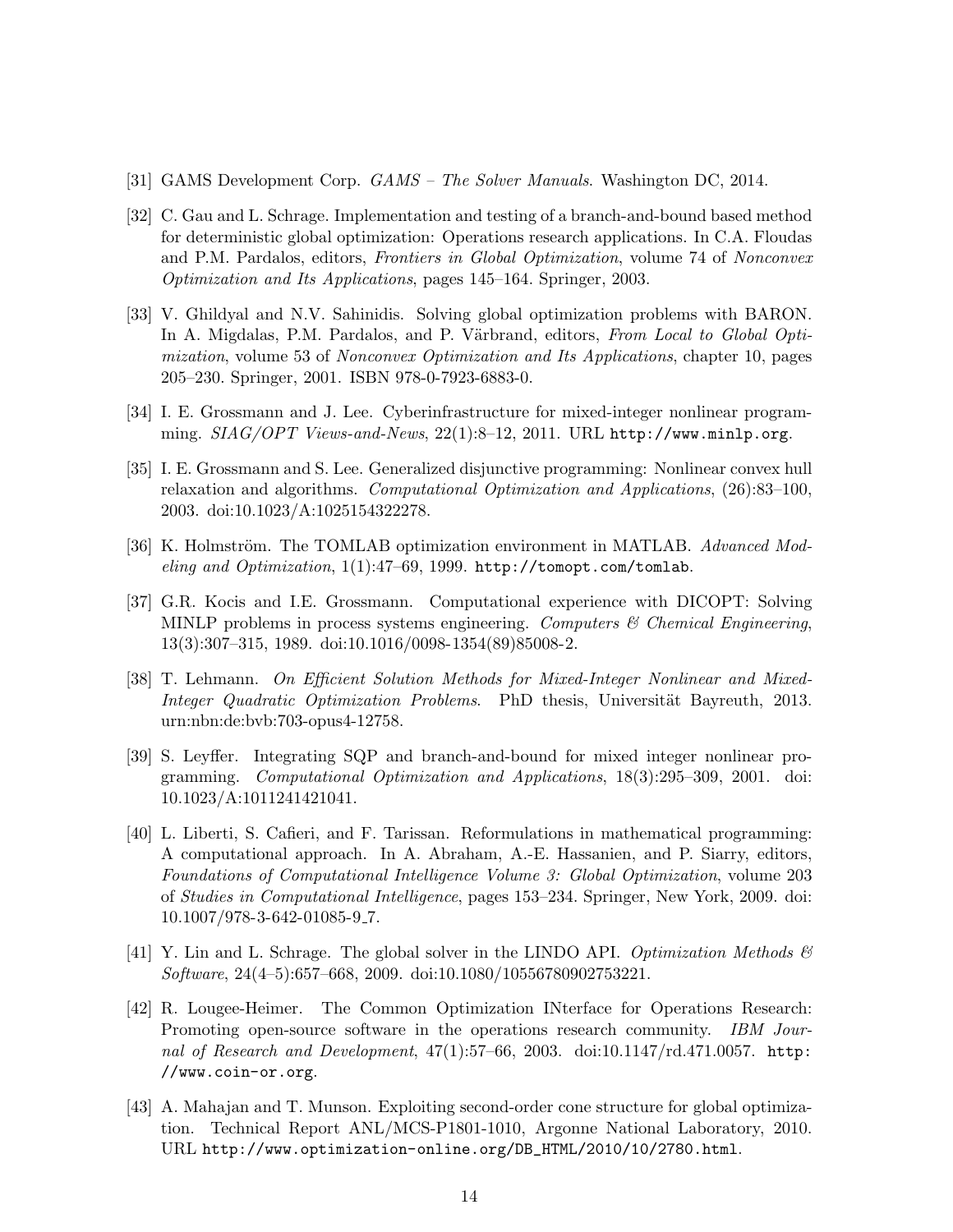[31] GAMS Development Corp. *GAMS – The Solver Manuals*. Washington DC, 2014.

[32] C. Gau and L. Schrage. Implementation and testing of a branch-and-bound based method for deterministic global optimization: Operations research applications. In C.A. Floudas and P.M. Pardalos, editors, *Frontiers in Global Optimization*, volume 74 of *Nonconvex Optimization and Its Applications*, pages 145–164. Springer, 2003.

[33] V. Ghildyal and N.V. Sahinidis. Solving global optimization problems with BARON. In A. Migdalas, P.M. Pardalos, and P. Värbrand, editors, *From Local to Global Optimization*, volume 53 of *Nonconvex Optimization and Its Applications*, chapter 10, pages 205–230. Springer, 2001. ISBN 978-0-7923-6883-0.

[34] I. E. Grossmann and J. Lee. Cyberinfrastructure for mixed-integer nonlinear programming. *SIAG/OPT Views-and-News*, 22(1):8–12, 2011. URL `http://www.minlp.org`.

[35] I. E. Grossmann and S. Lee. Generalized disjunctive programming: Nonlinear convex hull relaxation and algorithms. *Computational Optimization and Applications*, (26):83–100, 2003. doi:10.1023/A:1025154322278.

[36] K. Holmström. The TOMLAB optimization environment in MATLAB. *Advanced Modeling and Optimization*, 1(1):47–69, 1999. `http://tomopt.com/tomlab`.

[37] G.R. Kocis and I.E. Grossmann. Computational experience with DICOPT: Solving MINLP problems in process systems engineering. *Computers & Chemical Engineering*, 13(3):307–315, 1989. doi:10.1016/0098-1354(89)85008-2.

[38] T. Lehmann. *On Efficient Solution Methods for Mixed-Integer Nonlinear and Mixed-Integer Quadratic Optimization Problems*. PhD thesis, Universität Bayreuth, 2013. urn:nbn:de:bvb:703-opus4-12758.

[39] S. Leyffer. Integrating SQP and branch-and-bound for mixed integer nonlinear programming. *Computational Optimization and Applications*, 18(3):295–309, 2001. doi: 10.1023/A:1011241421041.

[40] L. Liberti, S. Cafieri, and F. Tarissan. Reformulations in mathematical programming: A computational approach. In A. Abraham, A.-E. Hassanien, and P. Siarry, editors, *Foundations of Computational Intelligence Volume 3: Global Optimization*, volume 203 of *Studies in Computational Intelligence*, pages 153–234. Springer, New York, 2009. doi: 10.1007/978-3-642-01085-9_7.

[41] Y. Lin and L. Schrage. The global solver in the LINDO API. *Optimization Methods & Software*, 24(4–5):657–668, 2009. doi:10.1080/10556780902753221.

[42] R. Lougee-Heimer. The Common Optimization INterface for Operations Research: Promoting open-source software in the operations research community. *IBM Journal of Research and Development*, 47(1):57–66, 2003. doi:10.1147/rd.471.0057. `http://www.coin-or.org`.

[43] A. Mahajan and T. Munson. Exploiting second-order cone structure for global optimization. Technical Report ANL/MCS-P1801-1010, Argonne National Laboratory, 2010. URL `http://www.optimization-online.org/DB_HTML/2010/10/2780.html`.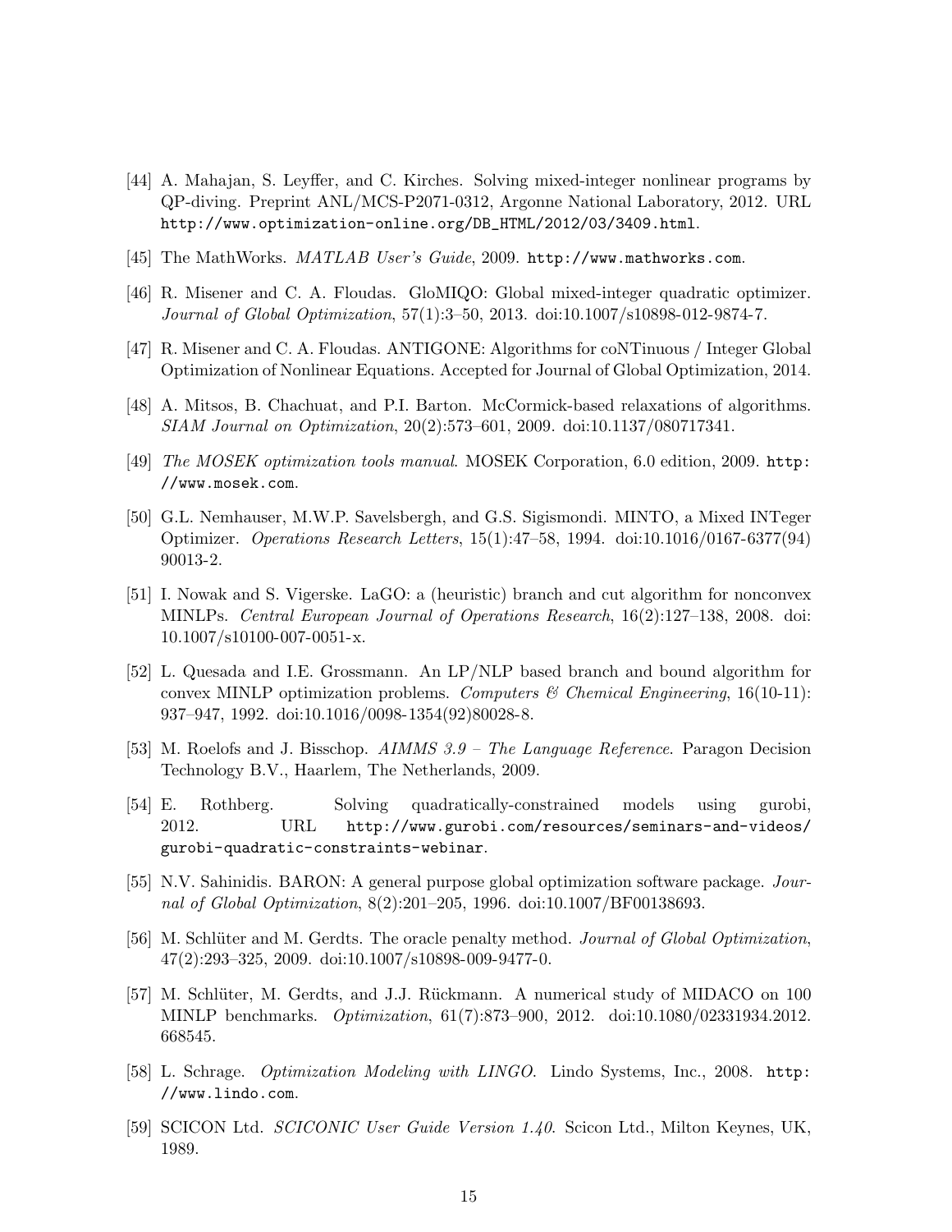[44] A. Mahajan, S. Leyffer, and C. Kirches. Solving mixed-integer nonlinear programs by QP-diving. Preprint ANL/MCS-P2071-0312, Argonne National Laboratory, 2012. URL `http://www.optimization-online.org/DB_HTML/2012/03/3409.html`.

[45] The MathWorks. *MATLAB User's Guide*, 2009. `http://www.mathworks.com`.

[46] R. Misener and C. A. Floudas. GloMIQO: Global mixed-integer quadratic optimizer. *Journal of Global Optimization*, 57(1):3–50, 2013. doi:10.1007/s10898-012-9874-7.

[47] R. Misener and C. A. Floudas. ANTIGONE: Algorithms for coNTinuous / Integer Global Optimization of Nonlinear Equations. Accepted for Journal of Global Optimization, 2014.

[48] A. Mitsos, B. Chachuat, and P.I. Barton. McCormick-based relaxations of algorithms. *SIAM Journal on Optimization*, 20(2):573–601, 2009. doi:10.1137/080717341.

[49] *The MOSEK optimization tools manual*. MOSEK Corporation, 6.0 edition, 2009. `http://www.mosek.com`.

[50] G.L. Nemhauser, M.W.P. Savelsbergh, and G.S. Sigismondi. MINTO, a Mixed INTeger Optimizer. *Operations Research Letters*, 15(1):47–58, 1994. doi:10.1016/0167-6377(94)90013-2.

[51] I. Nowak and S. Vigerske. LaGO: a (heuristic) branch and cut algorithm for nonconvex MINLPs. *Central European Journal of Operations Research*, 16(2):127–138, 2008. doi:10.1007/s10100-007-0051-x.

[52] L. Quesada and I.E. Grossmann. An LP/NLP based branch and bound algorithm for convex MINLP optimization problems. *Computers & Chemical Engineering*, 16(10-11):937–947, 1992. doi:10.1016/0098-1354(92)80028-8.

[53] M. Roelofs and J. Bisschop. *AIMMS 3.9 – The Language Reference*. Paragon Decision Technology B.V., Haarlem, The Netherlands, 2009.

[54] E. Rothberg. Solving quadratically-constrained models using gurobi, 2012. URL `http://www.gurobi.com/resources/seminars-and-videos/gurobi-quadratic-constraints-webinar`.

[55] N.V. Sahinidis. BARON: A general purpose global optimization software package. *Journal of Global Optimization*, 8(2):201–205, 1996. doi:10.1007/BF00138693.

[56] M. Schlüter and M. Gerdts. The oracle penalty method. *Journal of Global Optimization*, 47(2):293–325, 2009. doi:10.1007/s10898-009-9477-0.

[57] M. Schlüter, M. Gerdts, and J.J. Rückmann. A numerical study of MIDACO on 100 MINLP benchmarks. *Optimization*, 61(7):873–900, 2012. doi:10.1080/02331934.2012.668545.

[58] L. Schrage. *Optimization Modeling with LINGO*. Lindo Systems, Inc., 2008. `http://www.lindo.com`.

[59] SCICON Ltd. *SCICONIC User Guide Version 1.40*. Scicon Ltd., Milton Keynes, UK, 1989.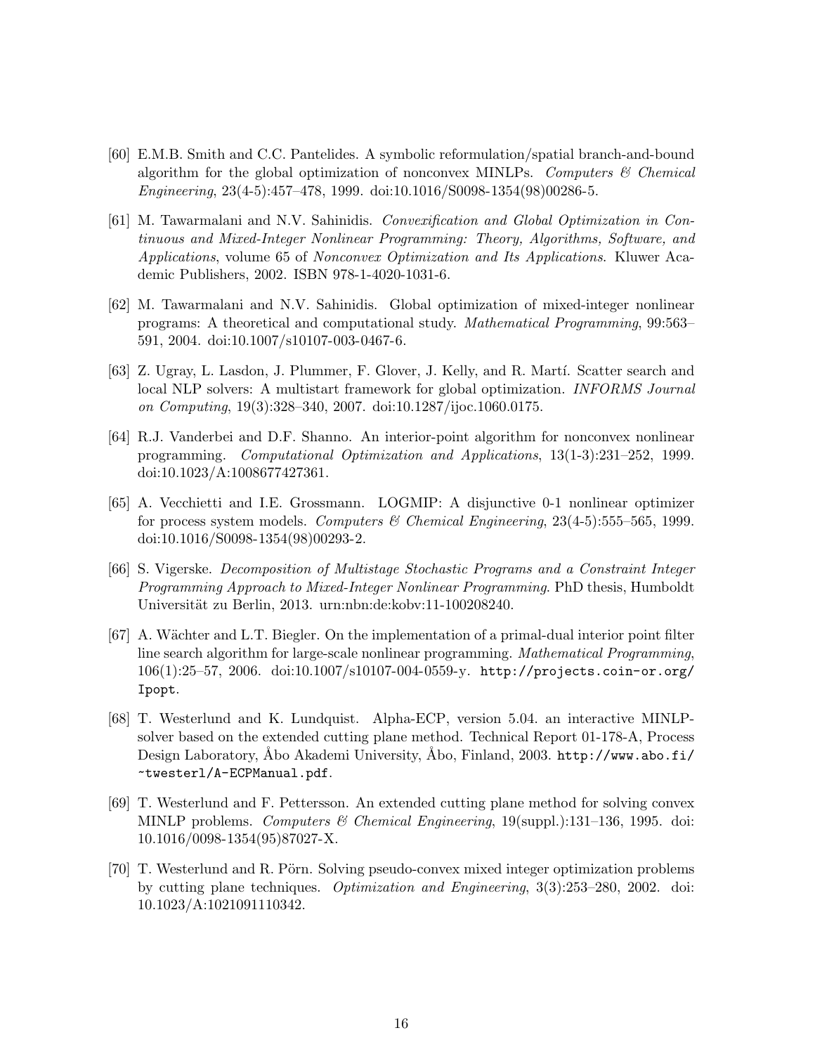[60] E.M.B. Smith and C.C. Pantelides. A symbolic reformulation/spatial branch-and-bound algorithm for the global optimization of nonconvex MINLPs. *Computers & Chemical Engineering*, 23(4-5):457–478, 1999. doi:10.1016/S0098-1354(98)00286-5.

[61] M. Tawarmalani and N.V. Sahinidis. *Convexification and Global Optimization in Continuous and Mixed-Integer Nonlinear Programming: Theory, Algorithms, Software, and Applications*, volume 65 of *Nonconvex Optimization and Its Applications*. Kluwer Academic Publishers, 2002. ISBN 978-1-4020-1031-6.

[62] M. Tawarmalani and N.V. Sahinidis. Global optimization of mixed-integer nonlinear programs: A theoretical and computational study. *Mathematical Programming*, 99:563–591, 2004. doi:10.1007/s10107-003-0467-6.

[63] Z. Ugray, L. Lasdon, J. Plummer, F. Glover, J. Kelly, and R. Martí. Scatter search and local NLP solvers: A multistart framework for global optimization. *INFORMS Journal on Computing*, 19(3):328–340, 2007. doi:10.1287/ijoc.1060.0175.

[64] R.J. Vanderbei and D.F. Shanno. An interior-point algorithm for nonconvex nonlinear programming. *Computational Optimization and Applications*, 13(1-3):231–252, 1999. doi:10.1023/A:1008677427361.

[65] A. Vecchietti and I.E. Grossmann. LOGMIP: A disjunctive 0-1 nonlinear optimizer for process system models. *Computers & Chemical Engineering*, 23(4-5):555–565, 1999. doi:10.1016/S0098-1354(98)00293-2.

[66] S. Vigerske. *Decomposition of Multistage Stochastic Programs and a Constraint Integer Programming Approach to Mixed-Integer Nonlinear Programming*. PhD thesis, Humboldt Universität zu Berlin, 2013. urn:nbn:de:kobv:11-100208240.

[67] A. Wächter and L.T. Biegler. On the implementation of a primal-dual interior point filter line search algorithm for large-scale nonlinear programming. *Mathematical Programming*, 106(1):25–57, 2006. doi:10.1007/s10107-004-0559-y. http://projects.coin-or.org/Ipopt.

[68] T. Westerlund and K. Lundquist. Alpha-ECP, version 5.04. an interactive MINLP-solver based on the extended cutting plane method. Technical Report 01-178-A, Process Design Laboratory, Åbo Akademi University, Åbo, Finland, 2003. http://www.abo.fi/~twesterl/A-ECPManual.pdf.

[69] T. Westerlund and F. Pettersson. An extended cutting plane method for solving convex MINLP problems. *Computers & Chemical Engineering*, 19(suppl.):131–136, 1995. doi:10.1016/0098-1354(95)87027-X.

[70] T. Westerlund and R. Pörn. Solving pseudo-convex mixed integer optimization problems by cutting plane techniques. *Optimization and Engineering*, 3(3):253–280, 2002. doi:10.1023/A:1021091110342.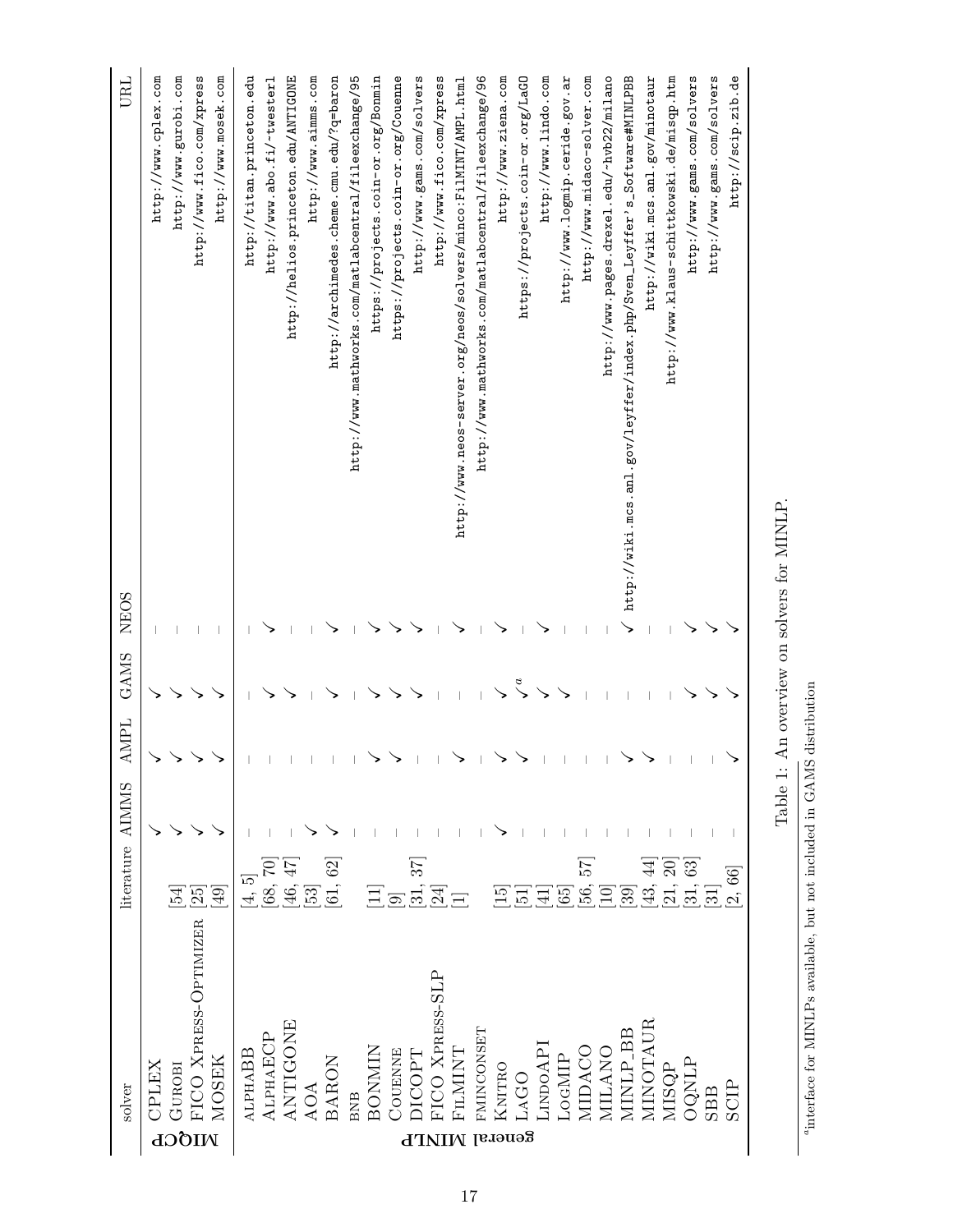| | solver | literature | AIMMS | AMPL | GAMS | NEOS | URL |
|---|---|---|---|---|---|---|---|
| MIQCP | CPLEX | | ✓ | ✓ | ✓ | – | http://www.cplex.com |
| | Gurobi | [54] | ✓ | ✓ | ✓ | – | http://www.gurobi.com |
| | FICO Xpress-Optimizer | [25] | ✓ | ✓ | ✓ | – | http://www.fico.com/xpress |
| | MOSEK | [49] | ✓ | ✓ | ✓ | – | http://www.mosek.com |
| general MINLP | alphaBB | [4, 5] | – | – | – | – | http://titan.princeton.edu |
| | AlphaECP | [68, 70] | – | – | ✓ | ✓ | http://www.abo.fi/~twesterl |
| | ANTIGONE | [46, 47] | – | – | ✓ | – | http://helios.princeton.edu/ANTIGONE |
| | AOA | [53] | ✓ | – | – | – | http://www.aimms.com |
| | BARON | [61, 62] | ✓ | – | ✓ | ✓ | http://archimedes.cheme.cmu.edu/?q=baron |
| | BNB | | – | – | – | – | http://www.mathworks.com/matlabcentral/fileexchange/95 |
| | BONMIN | [11] | – | ✓ | ✓ | ✓ | https://projects.coin-or.org/Bonmin |
| | Couenne | [9] | – | ✓ | ✓ | ✓ | https://projects.coin-or.org/Couenne |
| | DICOPT | [31, 37] | – | – | ✓ | ✓ | http://www.gams.com/solvers |
| | FICO Xpress-SLP | [24] | – | – | – | – | http://www.fico.com/xpress |
| | FilMINT | [1] | – | ✓ | – | ✓ | http://www.neos-server.org/neos/solvers/minco:FilMINT/AMPL.html |
| | fminconset | | – | – | – | – | http://www.mathworks.com/matlabcentral/fileexchange/96 |
| | Knitro | [15] | ✓ | ✓ | ✓ | ✓ | http://www.ziena.com |
| | LaGO | [51] | – | ✓ | ✓[a] | – | https://projects.coin-or.org/LaGO |
| | LindoAPI | [41] | – | – | ✓ | ✓ | http://www.lindo.com |
| | LogMIP | [65] | – | – | ✓ | – | http://www.logmip.ceride.gov.ar |
| | MIDACO | [56, 57] | – | – | – | – | http://www.midaco-solver.com |
| | MILANO | [10] | – | – | – | – | http://www.pages.drexel.edu/~hvb22/milano |
| | MINLP_BB | [39] | – | ✓ | – | ✓ | http://wiki.mcs.anl.gov/leyffer/index.php/Sven_Leyffer's_Software#MINLPBB |
| | MINOTAUR | [43, 44] | – | ✓ | – | – | http://wiki.mcs.anl.gov/minotaur |
| | MISQP | [21, 20] | – | – | – | – | http://www.klaus-schittkowski.de/misqp.htm |
| | OQNLP | [31, 63] | – | – | ✓ | ✓ | http://www.gams.com/solvers |
| | SBB | [31] | – | – | ✓ | ✓ | http://www.gams.com/solvers |
| | SCIP | [2, 66] | – | ✓ | ✓ | ✓ | http://scip.zib.de |

Table 1: An overview on solvers for MINLP.

[a] interface for MINLPs available, but not included in GAMS distribution